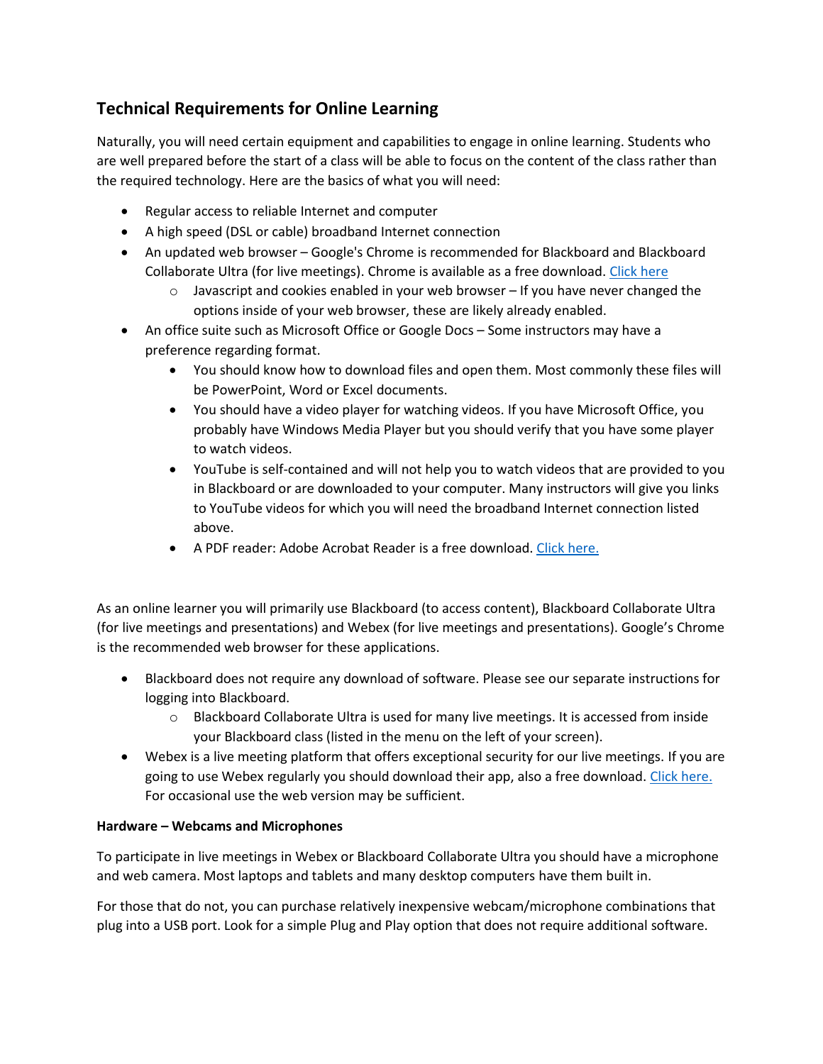## Technical Requirements for Online Learning

Naturally, you will need certain equipment and capabilities to engage in online learning. Students who are well prepared before the start of a class will be able to focus on the content of the class rather than the required technology. Here are the basics of what you will need:

- Regular access to reliable Internet and computer
- A high speed (DSL or cable) broadband Internet connection
- An updated web browser – Google's Chrome is recommended for Blackboard and Blackboard Collaborate Ultra (for live meetings). Chrome is available as a free download. Click here
  - Javascript and cookies enabled in your web browser – If you have never changed the options inside of your web browser, these are likely already enabled.
- An office suite such as Microsoft Office or Google Docs – Some instructors may have a preference regarding format.
  - You should know how to download files and open them. Most commonly these files will be PowerPoint, Word or Excel documents.
  - You should have a video player for watching videos. If you have Microsoft Office, you probably have Windows Media Player but you should verify that you have some player to watch videos.
  - YouTube is self-contained and will not help you to watch videos that are provided to you in Blackboard or are downloaded to your computer. Many instructors will give you links to YouTube videos for which you will need the broadband Internet connection listed above.
  - A PDF reader: Adobe Acrobat Reader is a free download. Click here.

As an online learner you will primarily use Blackboard (to access content), Blackboard Collaborate Ultra (for live meetings and presentations) and Webex (for live meetings and presentations). Google's Chrome is the recommended web browser for these applications.

- Blackboard does not require any download of software. Please see our separate instructions for logging into Blackboard.
  - Blackboard Collaborate Ultra is used for many live meetings. It is accessed from inside your Blackboard class (listed in the menu on the left of your screen).
- Webex is a live meeting platform that offers exceptional security for our live meetings. If you are going to use Webex regularly you should download their app, also a free download. Click here. For occasional use the web version may be sufficient.

**Hardware – Webcams and Microphones**

To participate in live meetings in Webex or Blackboard Collaborate Ultra you should have a microphone and web camera. Most laptops and tablets and many desktop computers have them built in.

For those that do not, you can purchase relatively inexpensive webcam/microphone combinations that plug into a USB port. Look for a simple Plug and Play option that does not require additional software.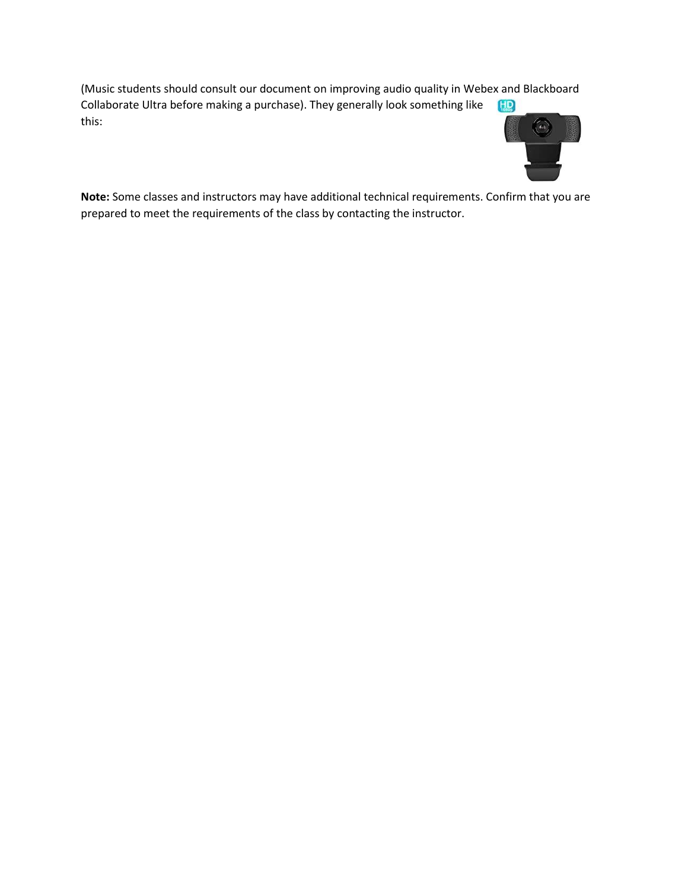(Music students should consult our document on improving audio quality in Webex and Blackboard Collaborate Ultra before making a purchase). They generally look something like this:

**Note:** Some classes and instructors may have additional technical requirements. Confirm that you are prepared to meet the requirements of the class by contacting the instructor.